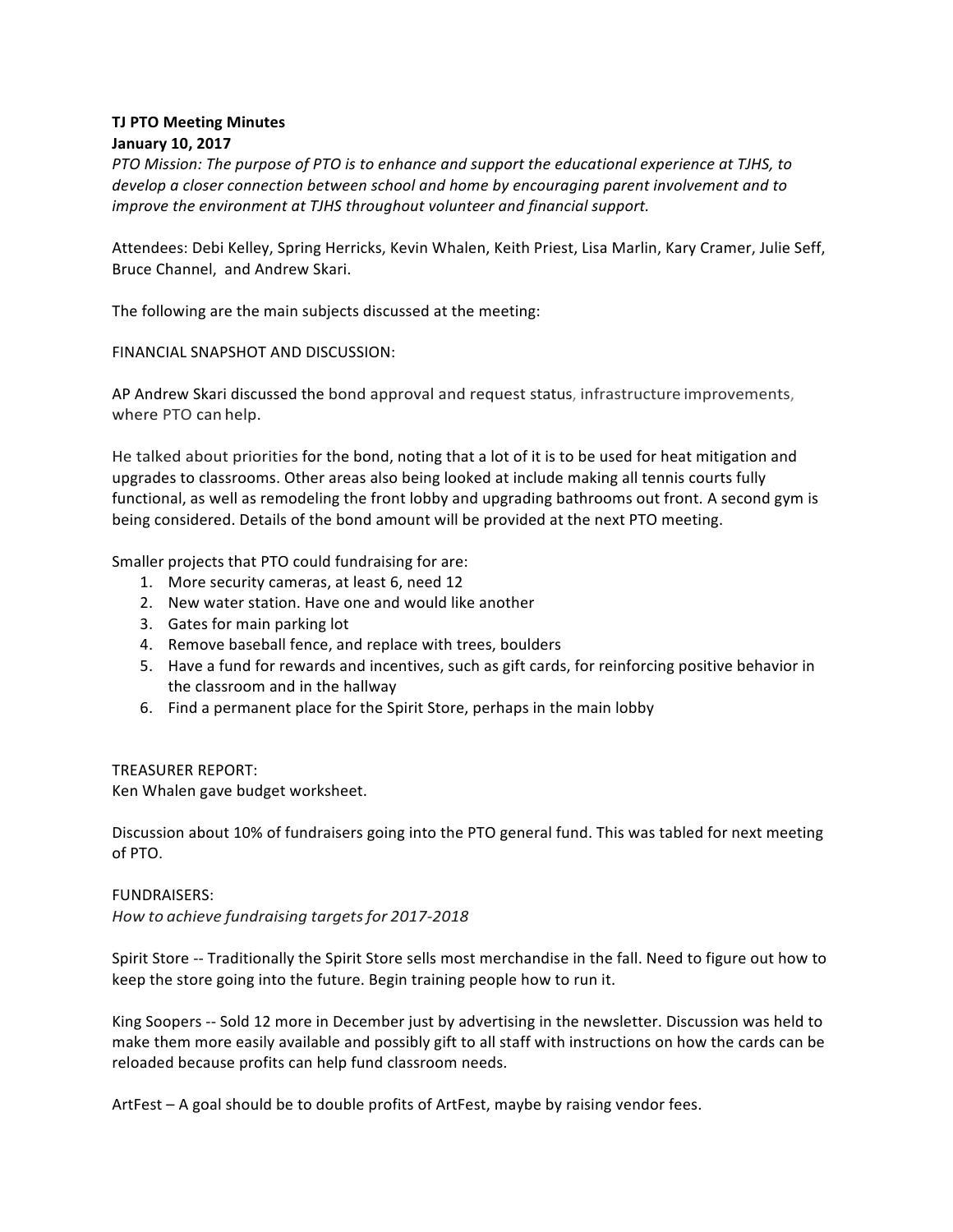**TJ PTO Meeting Minutes**
**January 10, 2017**

*PTO Mission: The purpose of PTO is to enhance and support the educational experience at TJHS, to develop a closer connection between school and home by encouraging parent involvement and to improve the environment at TJHS throughout volunteer and financial support.*

Attendees: Debi Kelley, Spring Herricks, Kevin Whalen, Keith Priest, Lisa Marlin, Kary Cramer, Julie Seff, Bruce Channel, and Andrew Skari.

The following are the main subjects discussed at the meeting:

FINANCIAL SNAPSHOT AND DISCUSSION:

AP Andrew Skari discussed the bond approval and request status, infrastructure improvements, where PTO can help.

He talked about priorities for the bond, noting that a lot of it is to be used for heat mitigation and upgrades to classrooms. Other areas also being looked at include making all tennis courts fully functional, as well as remodeling the front lobby and upgrading bathrooms out front. A second gym is being considered. Details of the bond amount will be provided at the next PTO meeting.

Smaller projects that PTO could fundraising for are:

1. More security cameras, at least 6, need 12
2. New water station. Have one and would like another
3. Gates for main parking lot
4. Remove baseball fence, and replace with trees, boulders
5. Have a fund for rewards and incentives, such as gift cards, for reinforcing positive behavior in the classroom and in the hallway
6. Find a permanent place for the Spirit Store, perhaps in the main lobby

TREASURER REPORT:
Ken Whalen gave budget worksheet.

Discussion about 10% of fundraisers going into the PTO general fund. This was tabled for next meeting of PTO.

FUNDRAISERS:
*How to achieve fundraising targets for 2017-2018*

Spirit Store -- Traditionally the Spirit Store sells most merchandise in the fall. Need to figure out how to keep the store going into the future. Begin training people how to run it.

King Soopers -- Sold 12 more in December just by advertising in the newsletter. Discussion was held to make them more easily available and possibly gift to all staff with instructions on how the cards can be reloaded because profits can help fund classroom needs.

ArtFest – A goal should be to double profits of ArtFest, maybe by raising vendor fees.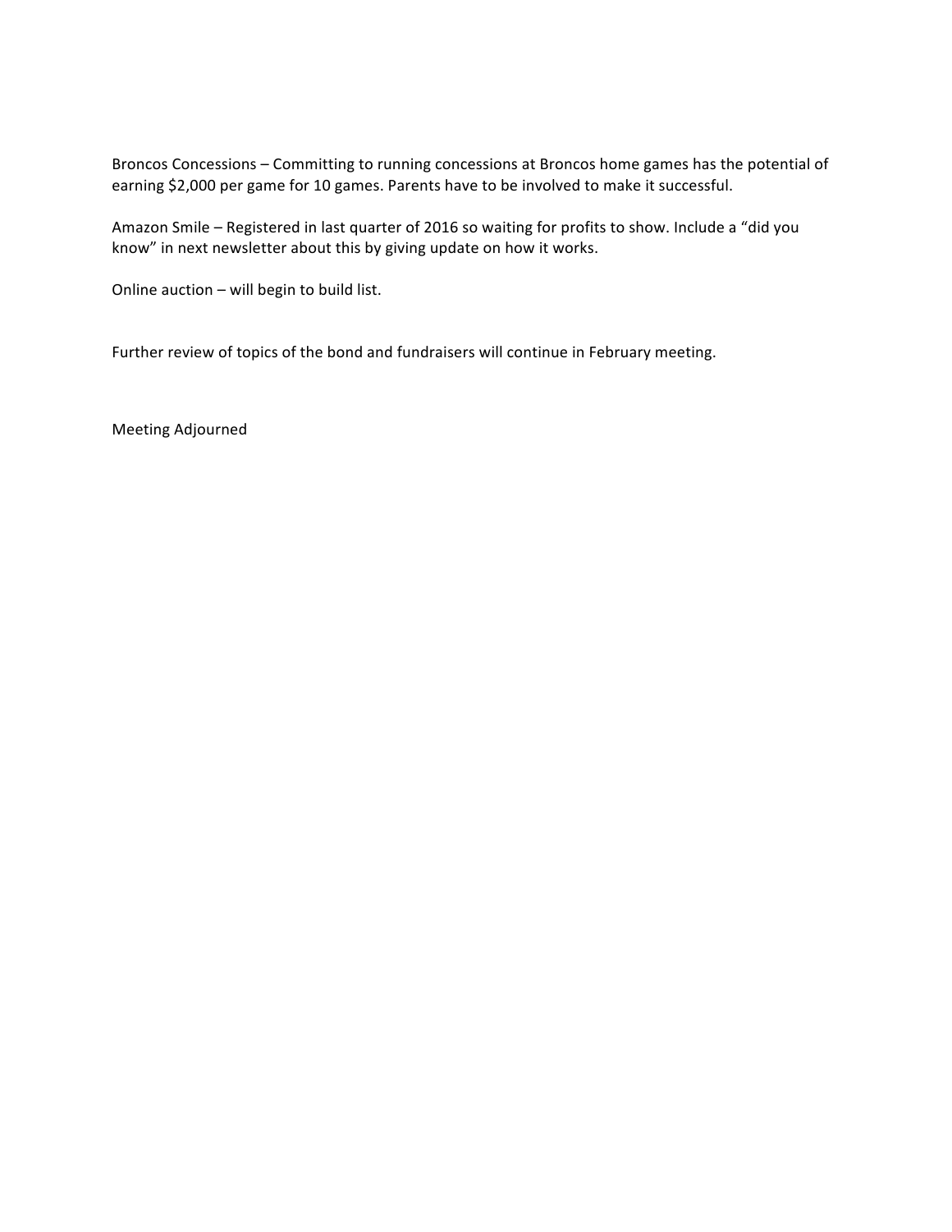Broncos Concessions – Committing to running concessions at Broncos home games has the potential of earning $2,000 per game for 10 games. Parents have to be involved to make it successful.

Amazon Smile – Registered in last quarter of 2016 so waiting for profits to show. Include a "did you know" in next newsletter about this by giving update on how it works.

Online auction – will begin to build list.

Further review of topics of the bond and fundraisers will continue in February meeting.

Meeting Adjourned